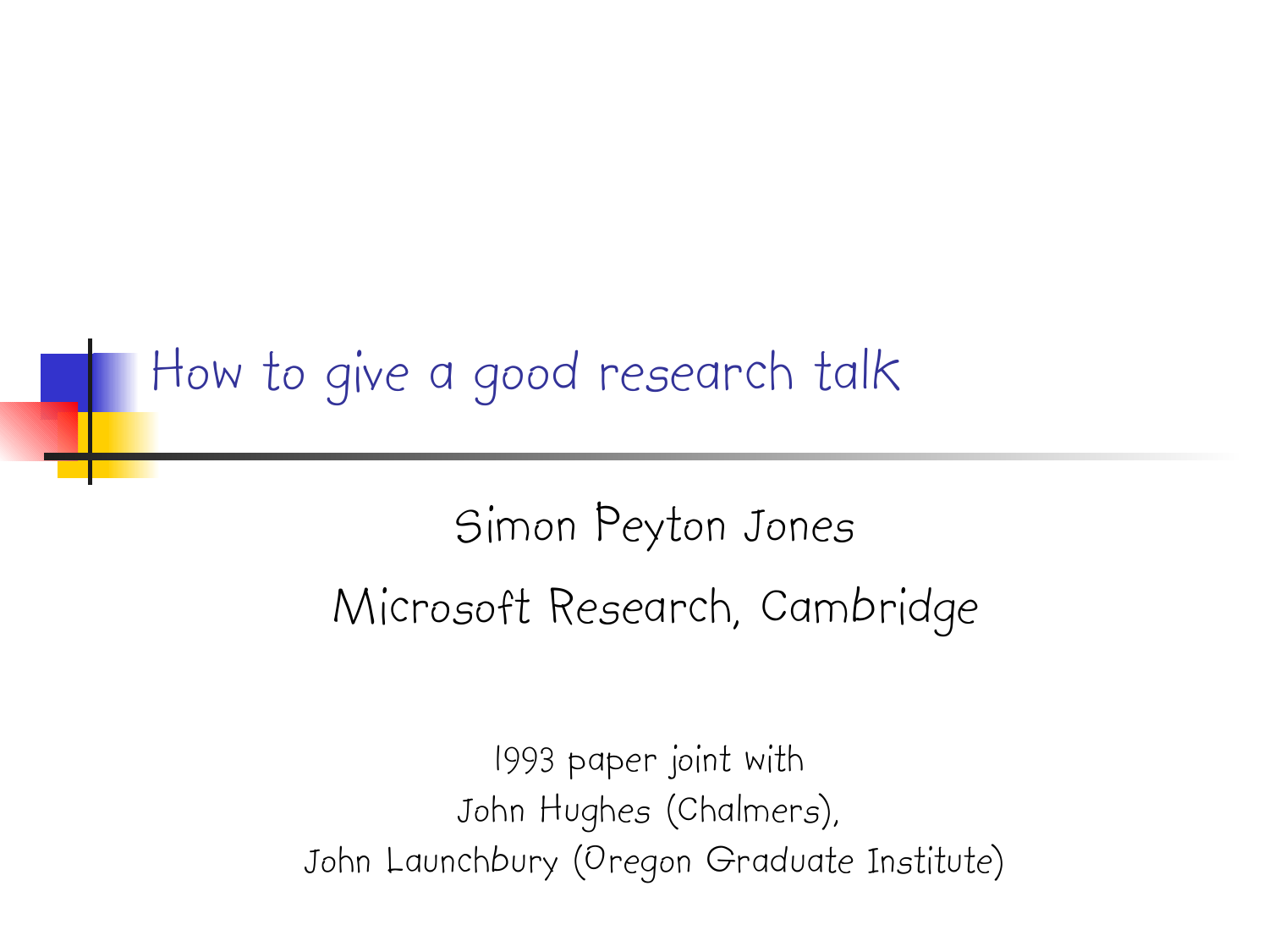# How to give a good research talk

Simon Peyton Jones

Microsoft Research, Cambridge

1993 paper joint with
John Hughes (Chalmers),
John Launchbury (Oregon Graduate Institute)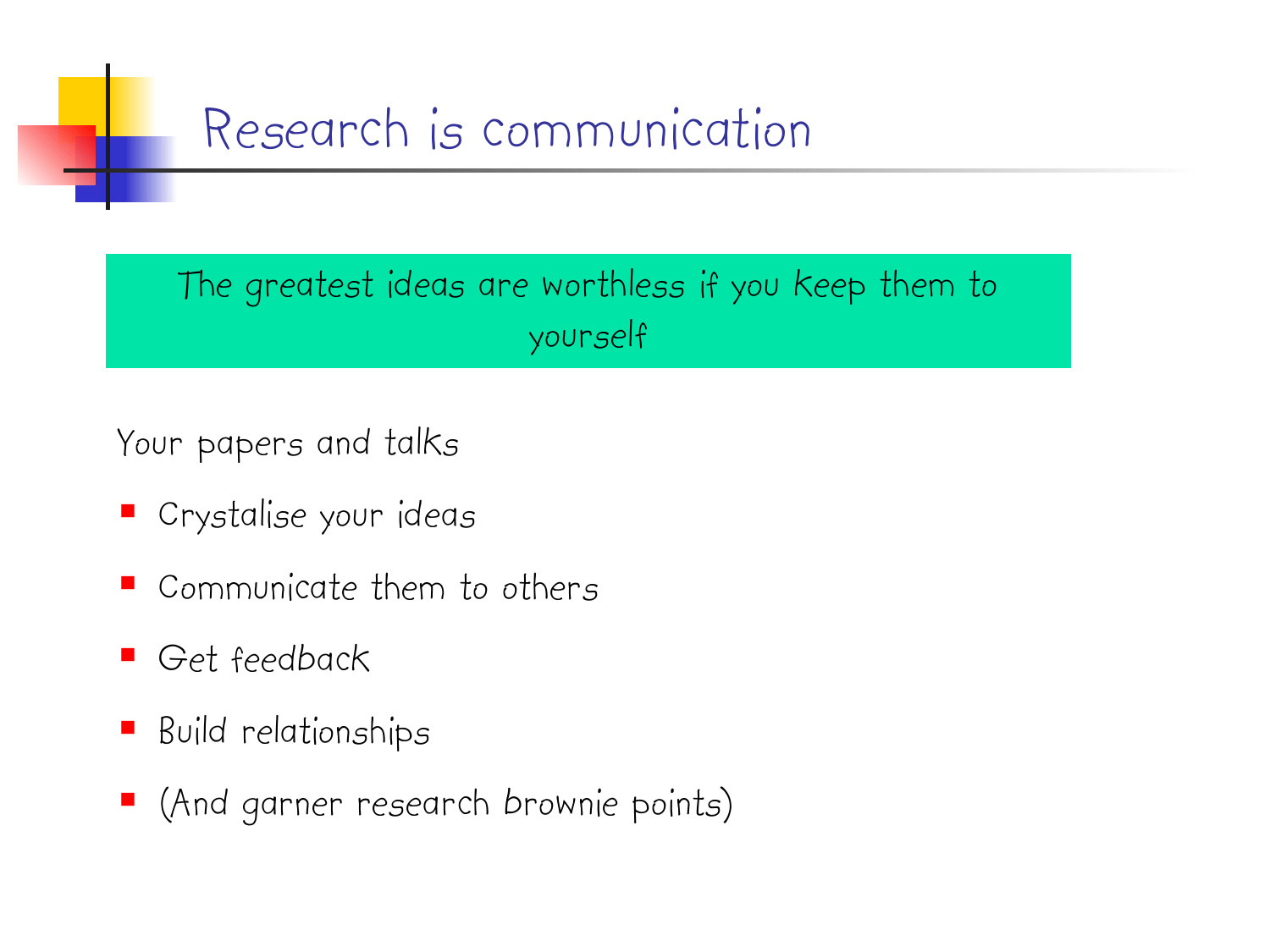# Research is communication

The greatest ideas are worthless if you keep them to yourself

Your papers and talks

- Crystalise your ideas
- Communicate them to others
- Get feedback
- Build relationships
- (And garner research brownie points)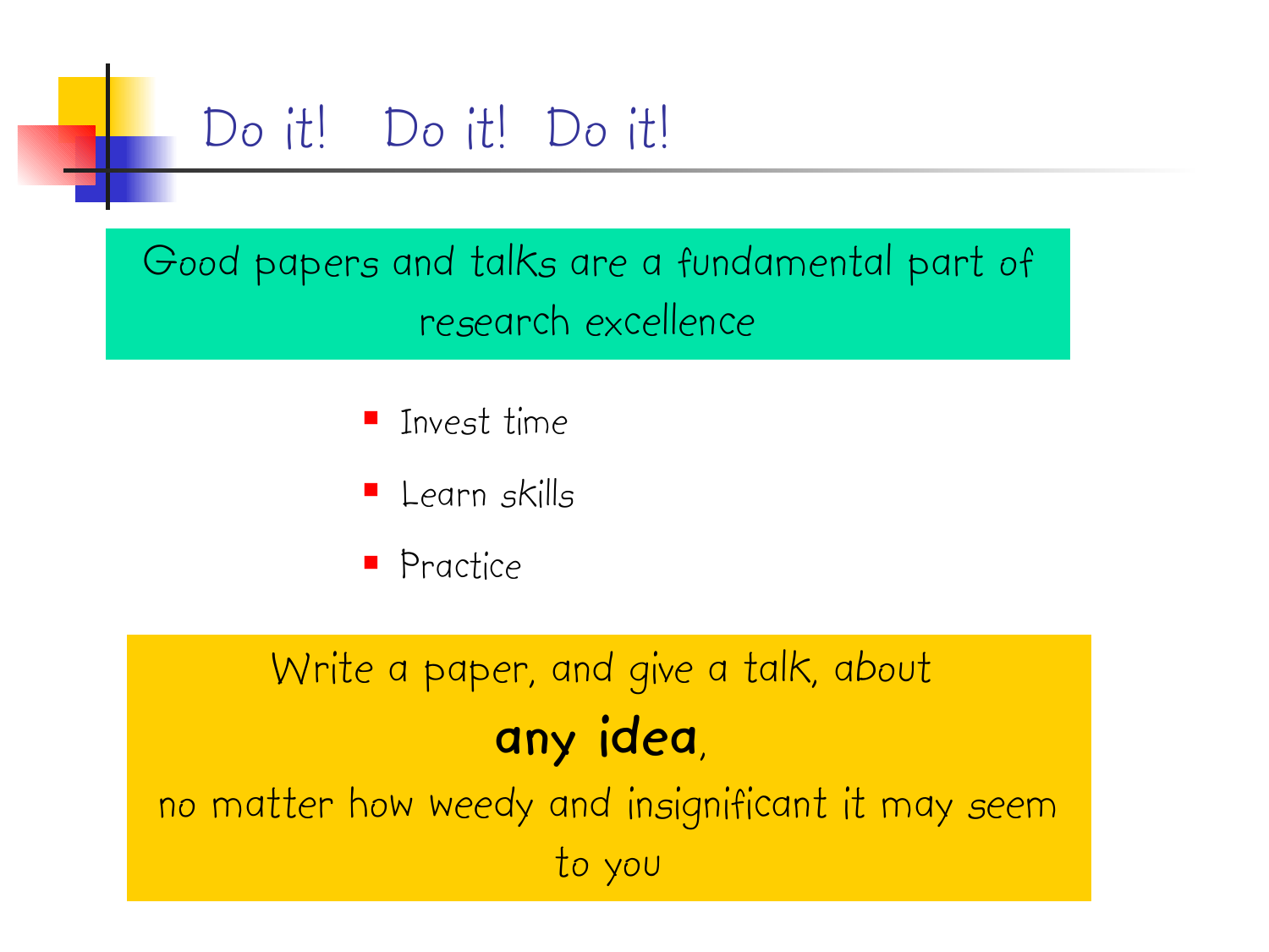# Do it!   Do it!   Do it!

Good papers and talks are a fundamental part of research excellence

- Invest time
- Learn skills
- Practice

Write a paper, and give a talk, about

**any idea**,

no matter how weedy and insignificant it may seem to you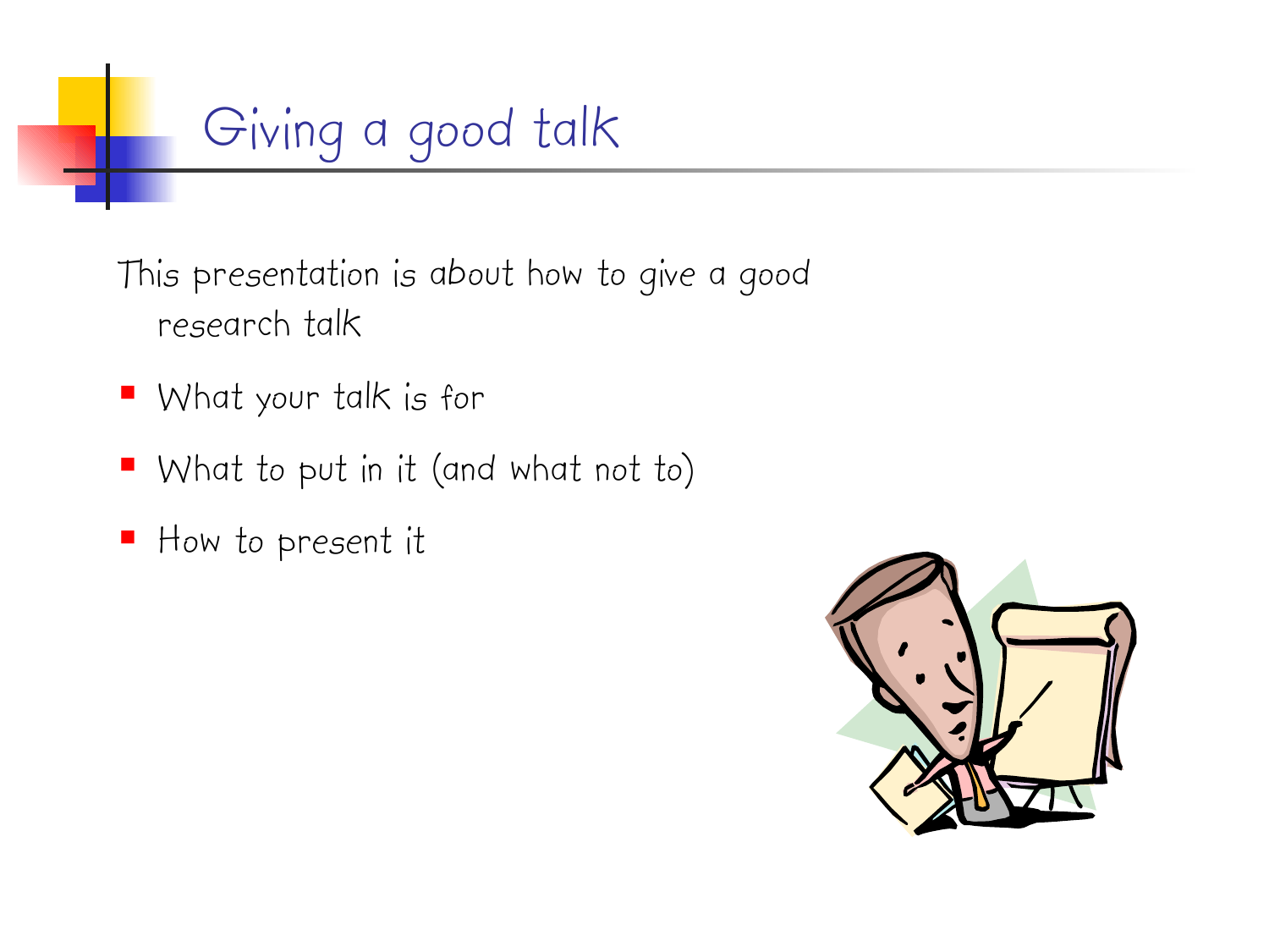# Giving a good talk

This presentation is about how to give a good research talk

- What your talk is for
- What to put in it (and what not to)
- How to present it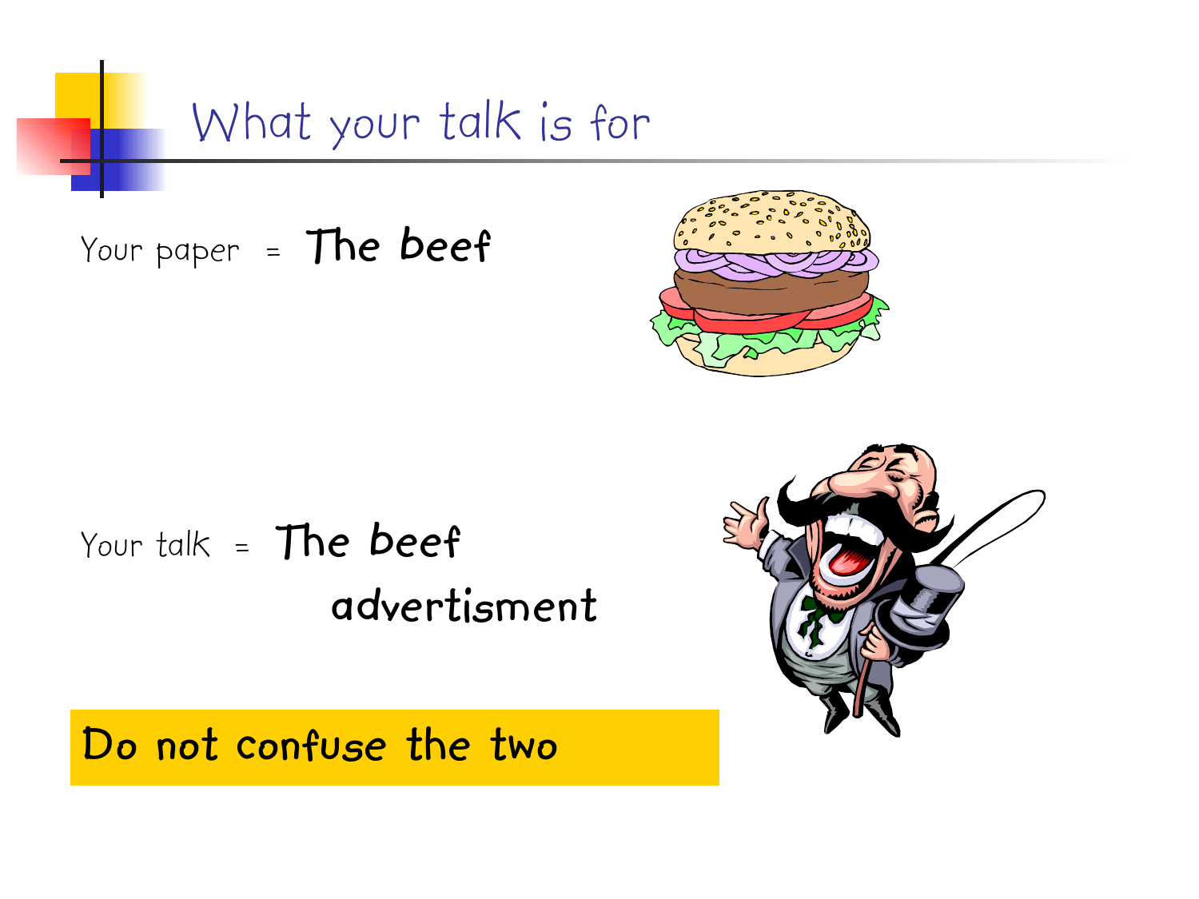# What your talk is for

Your paper = **The beef**

Your talk = **The beef advertisment**

**Do not confuse the two**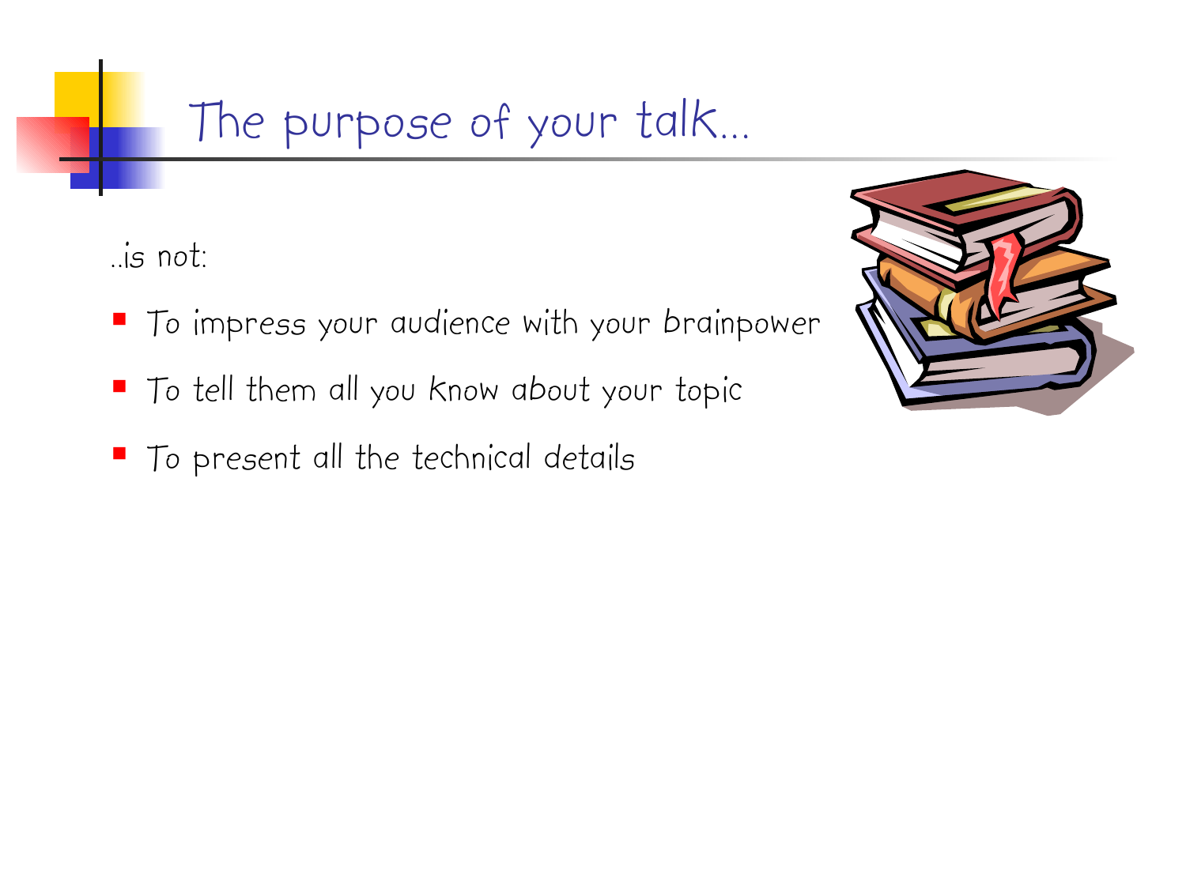# The purpose of your talk…

..is not:

- To impress your audience with your brainpower
- To tell them all you know about your topic
- To present all the technical details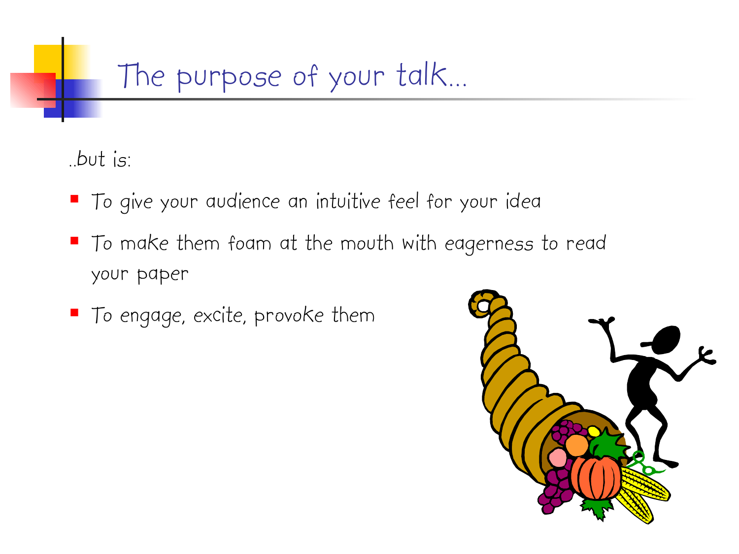# The purpose of your talk…

..but is:

- To give your audience an intuitive feel for your idea
- To make them foam at the mouth with eagerness to read your paper
- To engage, excite, provoke them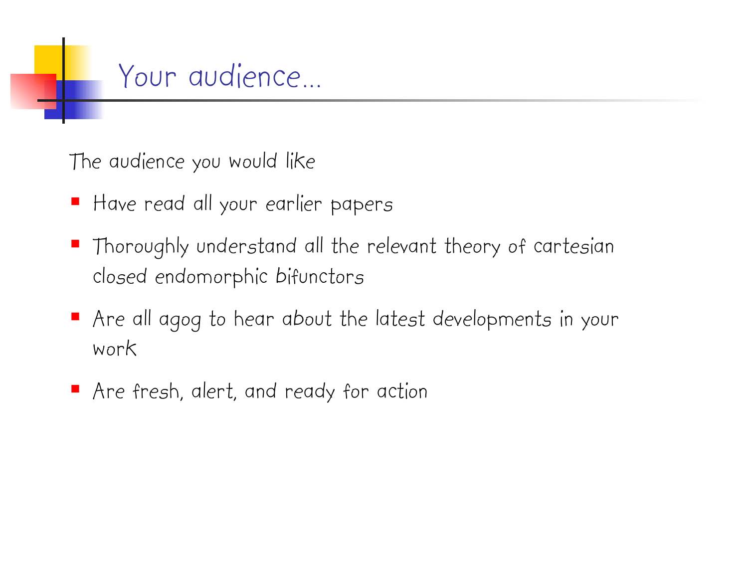# Your audience...

The audience you would like

- Have read all your earlier papers
- Thoroughly understand all the relevant theory of cartesian closed endomorphic bifunctors
- Are all agog to hear about the latest developments in your work
- Are fresh, alert, and ready for action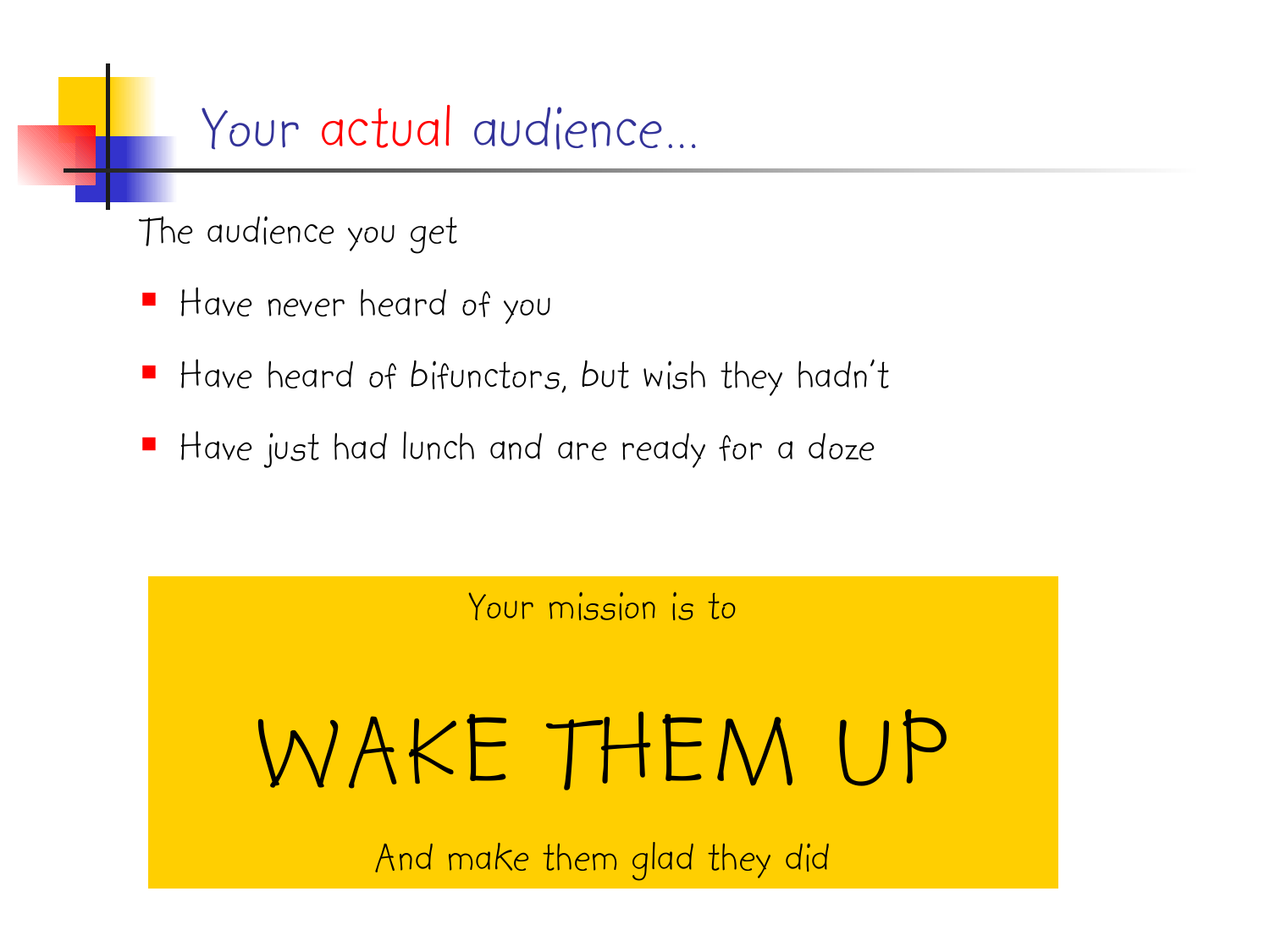# Your *actual* audience...

The audience you get

- Have never heard of you
- Have heard of bifunctors, but wish they hadn't
- Have just had lunch and are ready for a doze

Your mission is to

**WAKE THEM UP**

And make them glad they did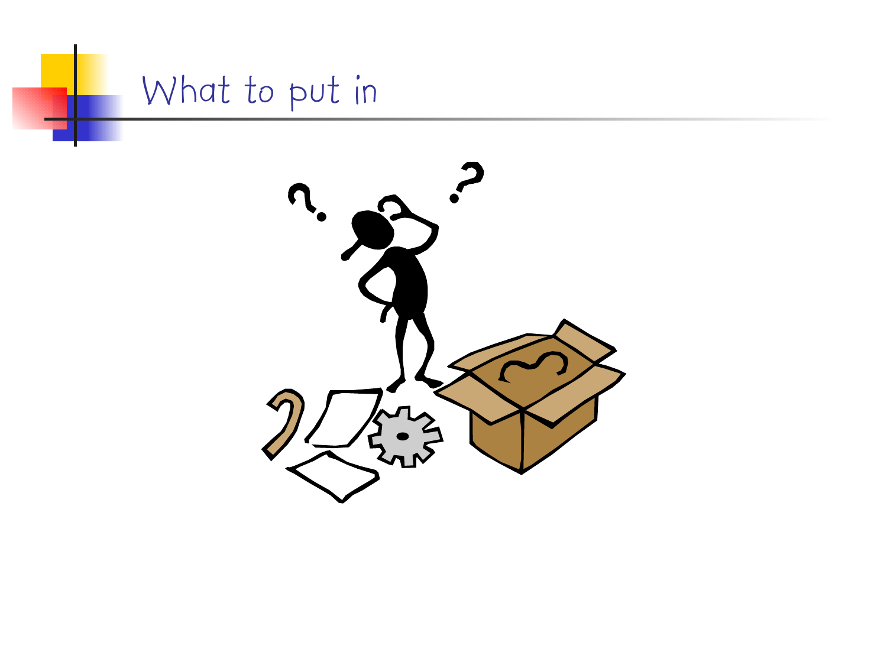# What to put in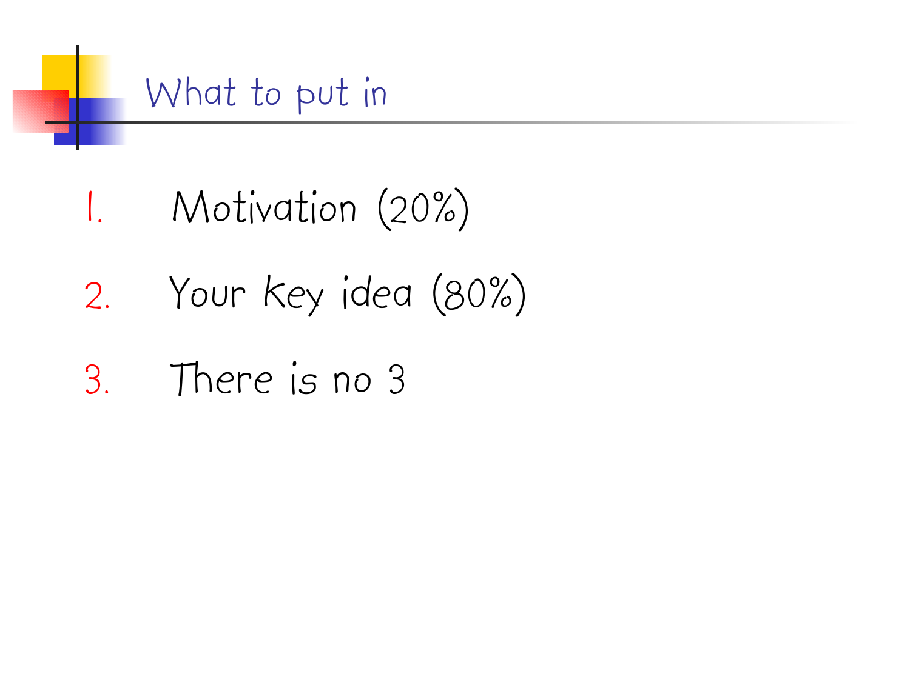# What to put in

1. Motivation (20%)
2. Your key idea (80%)
3. There is no 3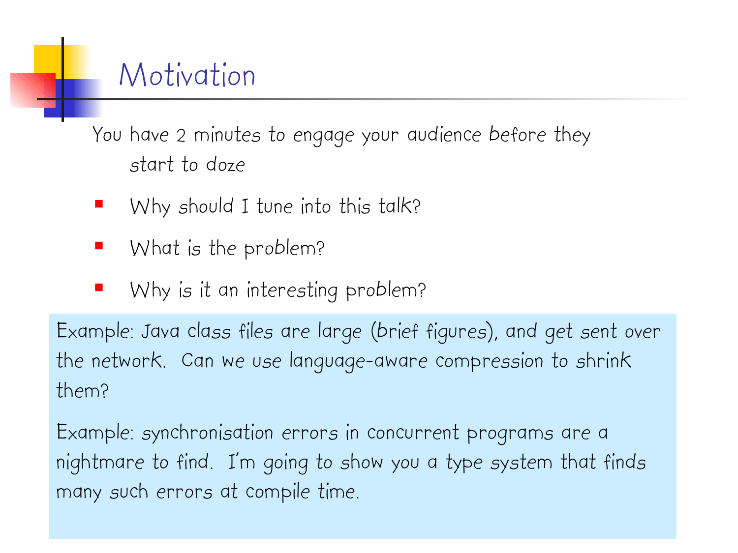# Motivation

You have 2 minutes to engage your audience before they start to doze

- Why should I tune into this talk?
- What is the problem?
- Why is it an interesting problem?

Example: Java class files are large (brief figures), and get sent over the network. Can we use language-aware compression to shrink them?

Example: synchronisation errors in concurrent programs are a nightmare to find. I'm going to show you a type system that finds many such errors at compile time.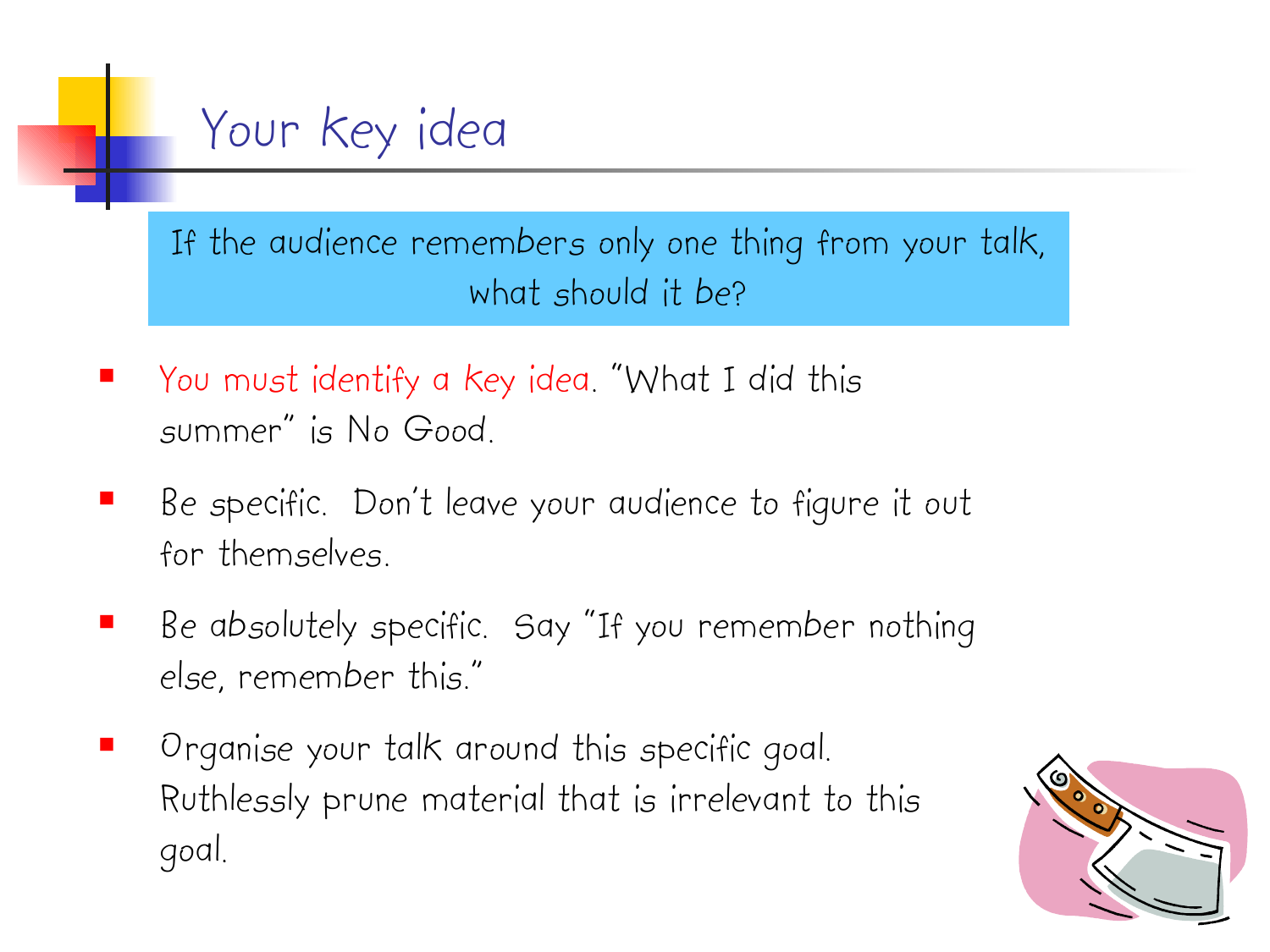# Your key idea

If the audience remembers only one thing from your talk, what should it be?

- You must identify a key idea. "What I did this summer" is No Good.
- Be specific. Don't leave your audience to figure it out for themselves.
- Be absolutely specific. Say "If you remember nothing else, remember this."
- Organise your talk around this specific goal. Ruthlessly prune material that is irrelevant to this goal.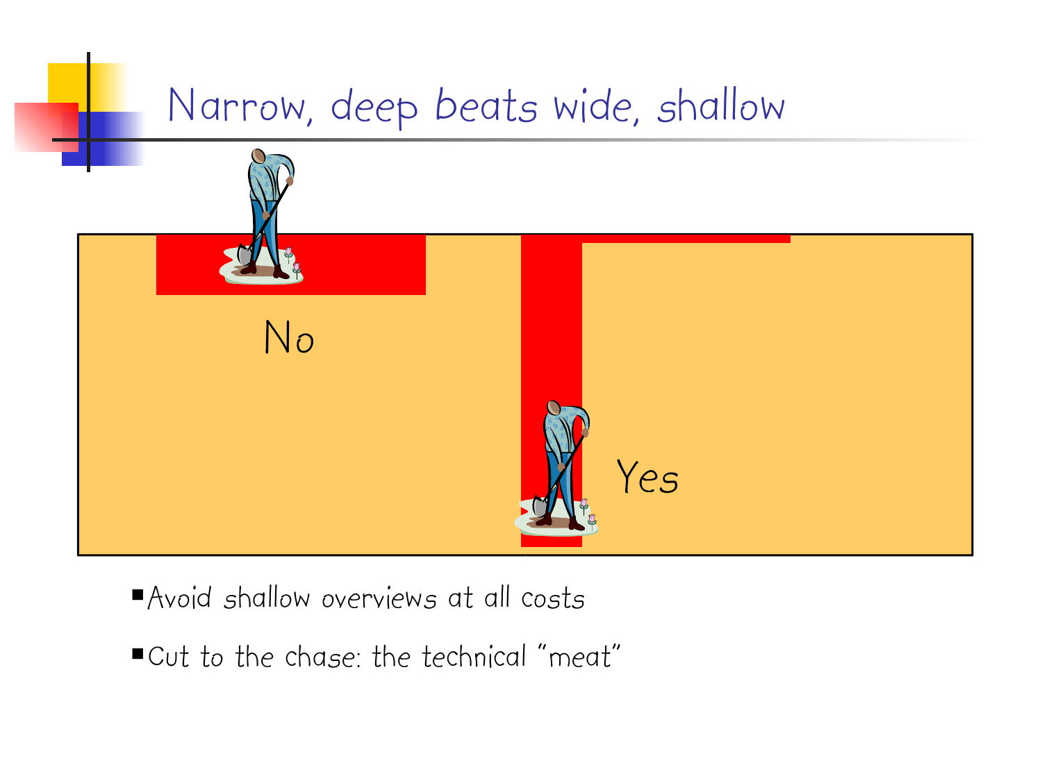# Narrow, deep beats wide, shallow

No

Yes

- Avoid shallow overviews at all costs
- Cut to the chase: the technical "meat"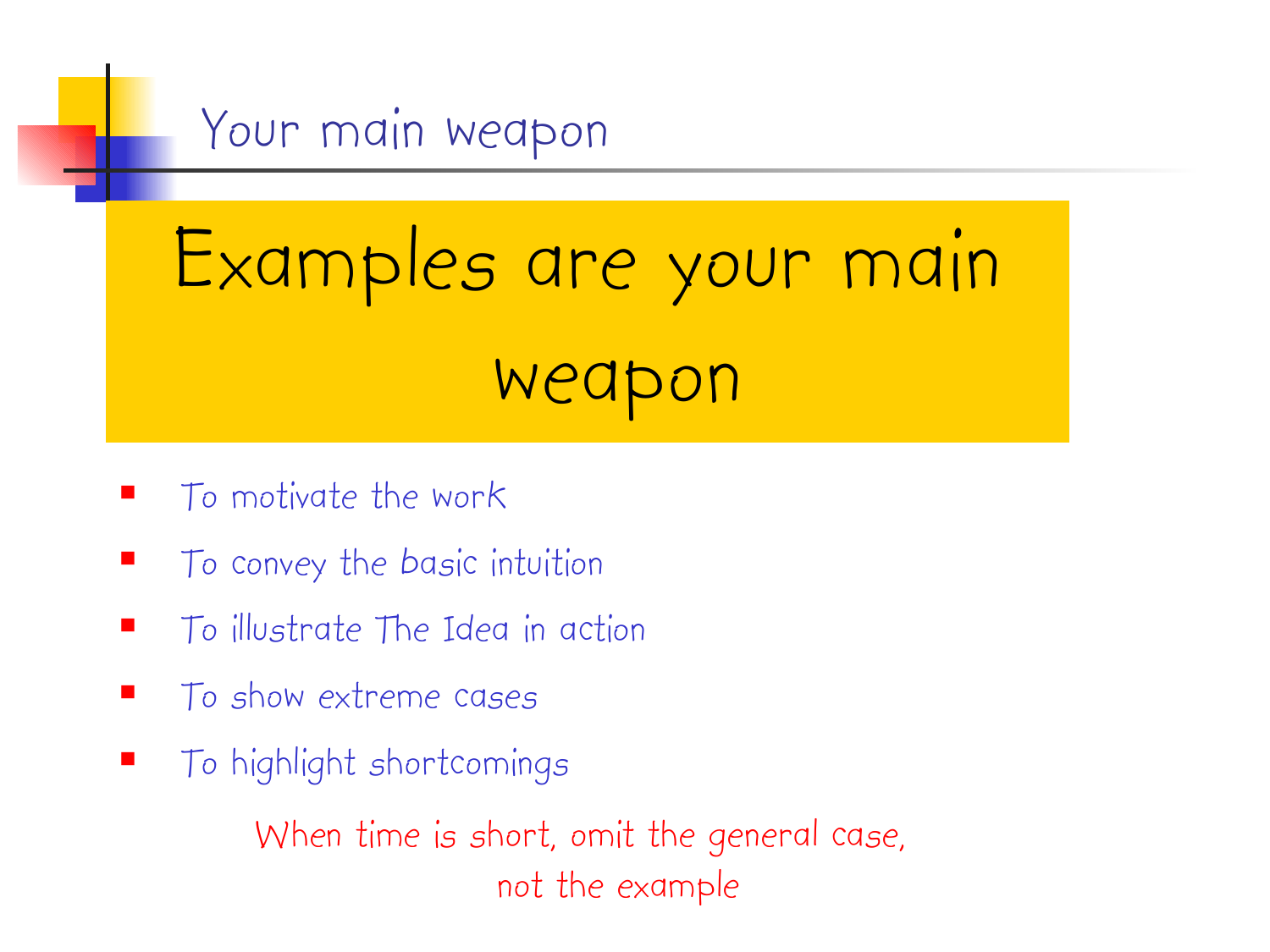# Your main weapon

## Examples are your main weapon

- To motivate the work
- To convey the basic intuition
- To illustrate The Idea in action
- To show extreme cases
- To highlight shortcomings

When time is short, omit the general case, not the example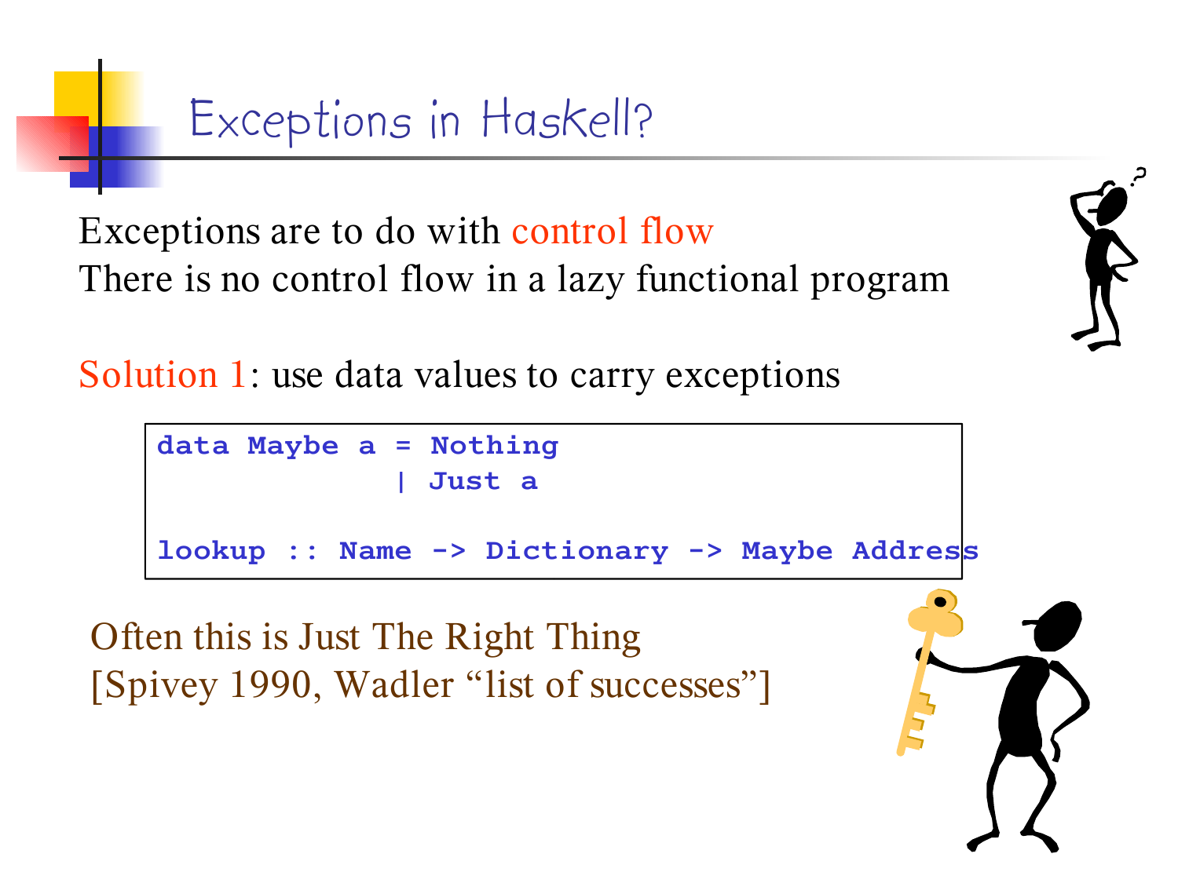# Exceptions in Haskell?

Exceptions are to do with control flow
There is no control flow in a lazy functional program

Solution 1: use data values to carry exceptions

```
data Maybe a = Nothing
             | Just a

lookup :: Name -> Dictionary -> Maybe Address
```

Often this is Just The Right Thing
[Spivey 1990, Wadler "list of successes"]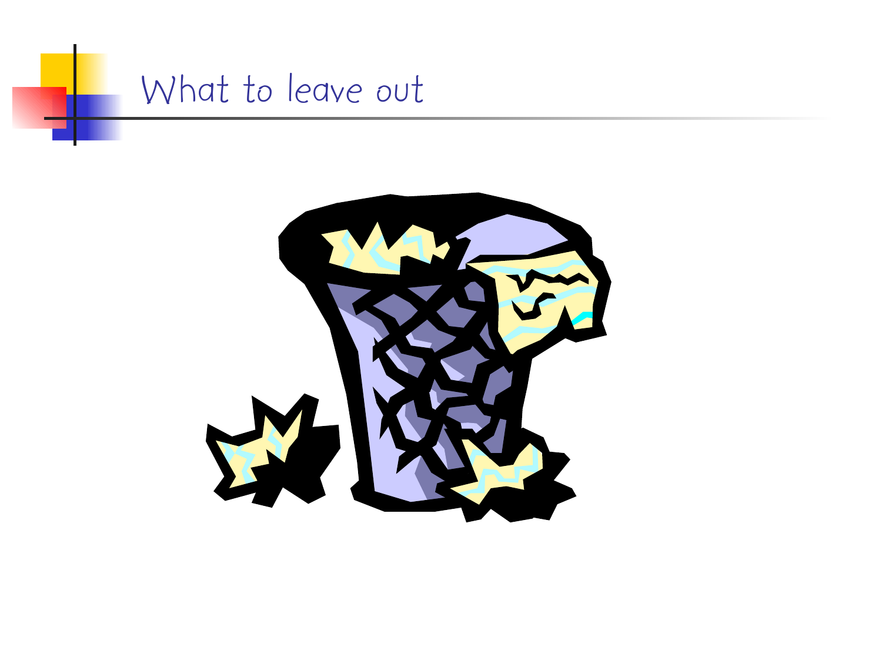# What to leave out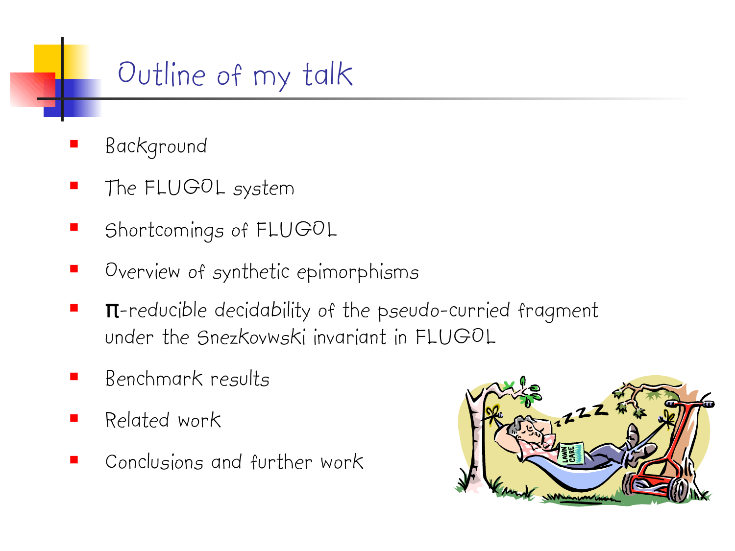# Outline of my talk

- Background
- The FLUGOL system
- Shortcomings of FLUGOL
- Overview of synthetic epimorphisms
- π-reducible decidability of the pseudo-curried fragment under the Snezkovwski invariant in FLUGOL
- Benchmark results
- Related work
- Conclusions and further work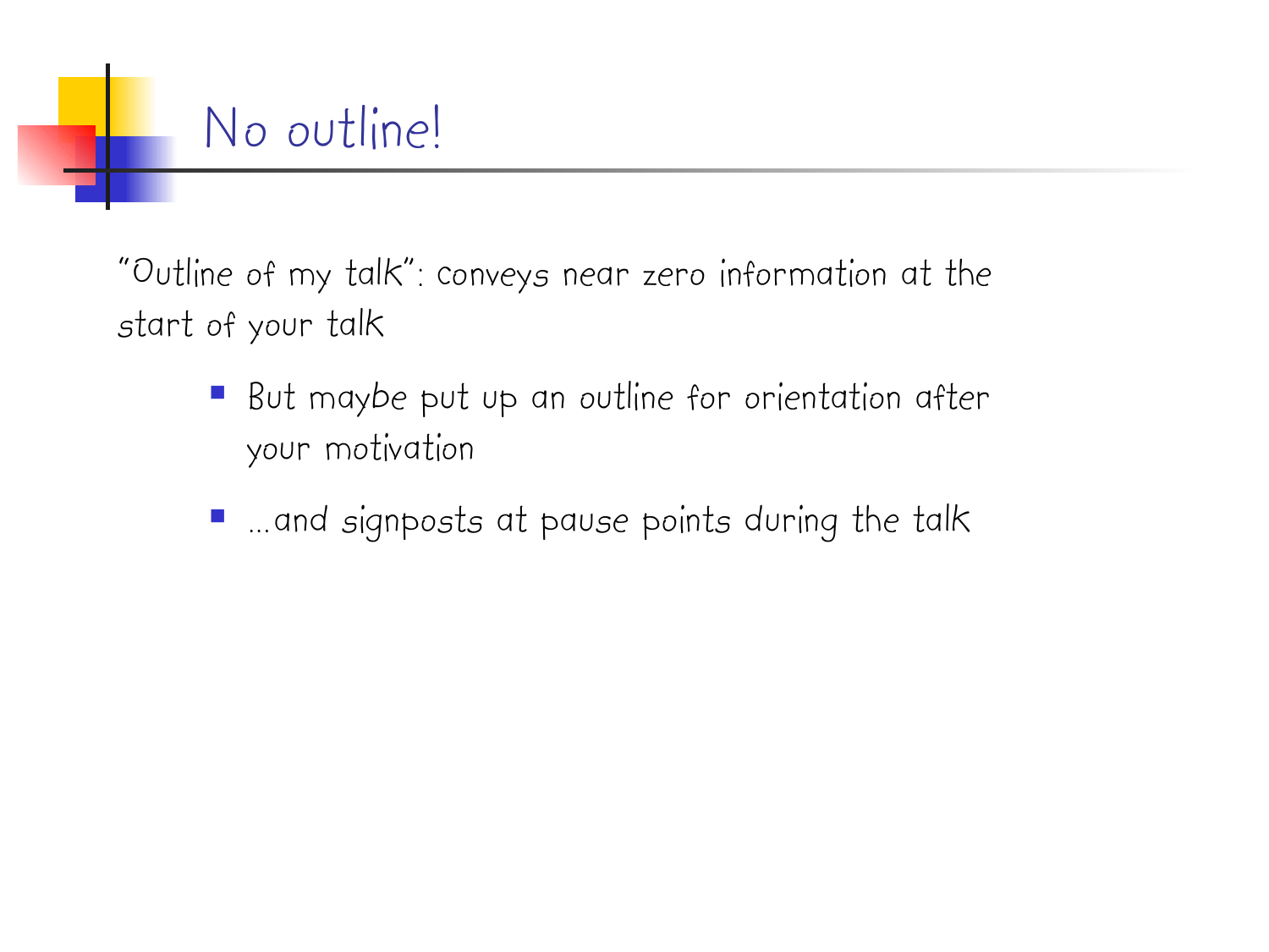# No outline!

"Outline of my talk": conveys near zero information at the start of your talk

- But maybe put up an outline for orientation after your motivation
- ...and signposts at pause points during the talk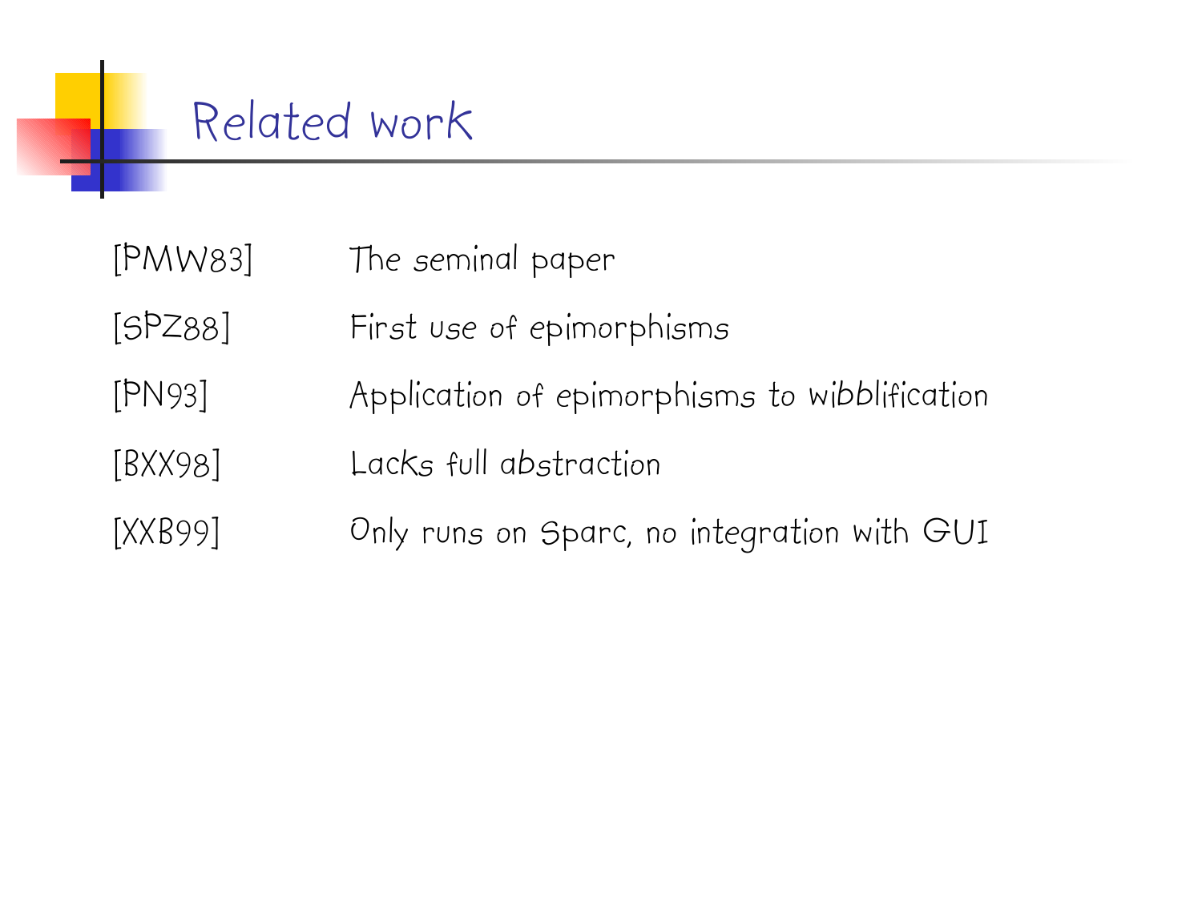# Related work

| | |
|---|---|
| [PMW83] | The seminal paper |
| [SPZ88] | First use of epimorphisms |
| [PN93] | Application of epimorphisms to wibblification |
| [BXX98] | Lacks full abstraction |
| [XXB99] | Only runs on Sparc, no integration with GUI |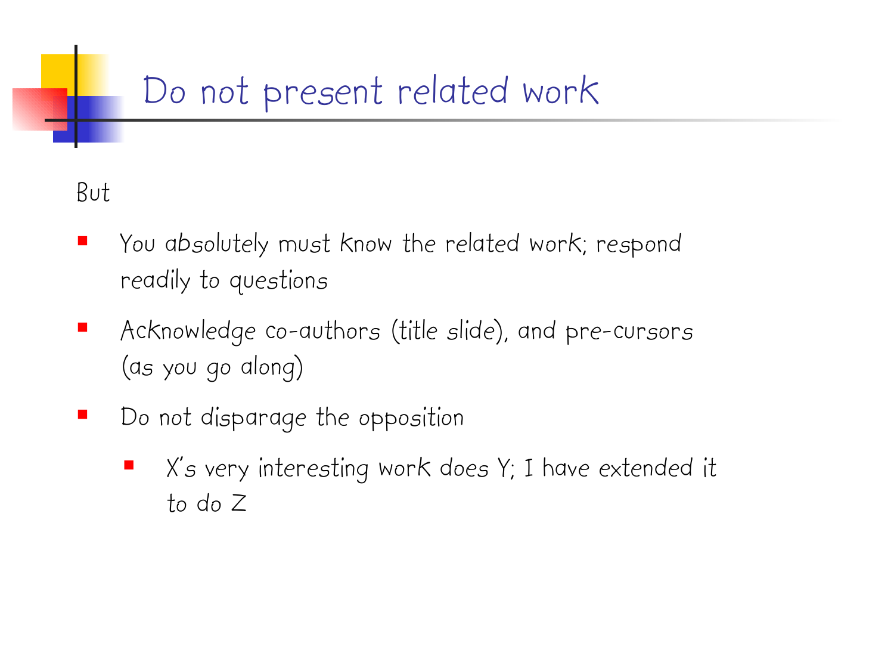# Do not present related work

But

- You absolutely must know the related work; respond readily to questions
- Acknowledge co-authors (title slide), and pre-cursors (as you go along)
- Do not disparage the opposition
  - X's very interesting work does Y; I have extended it to do Z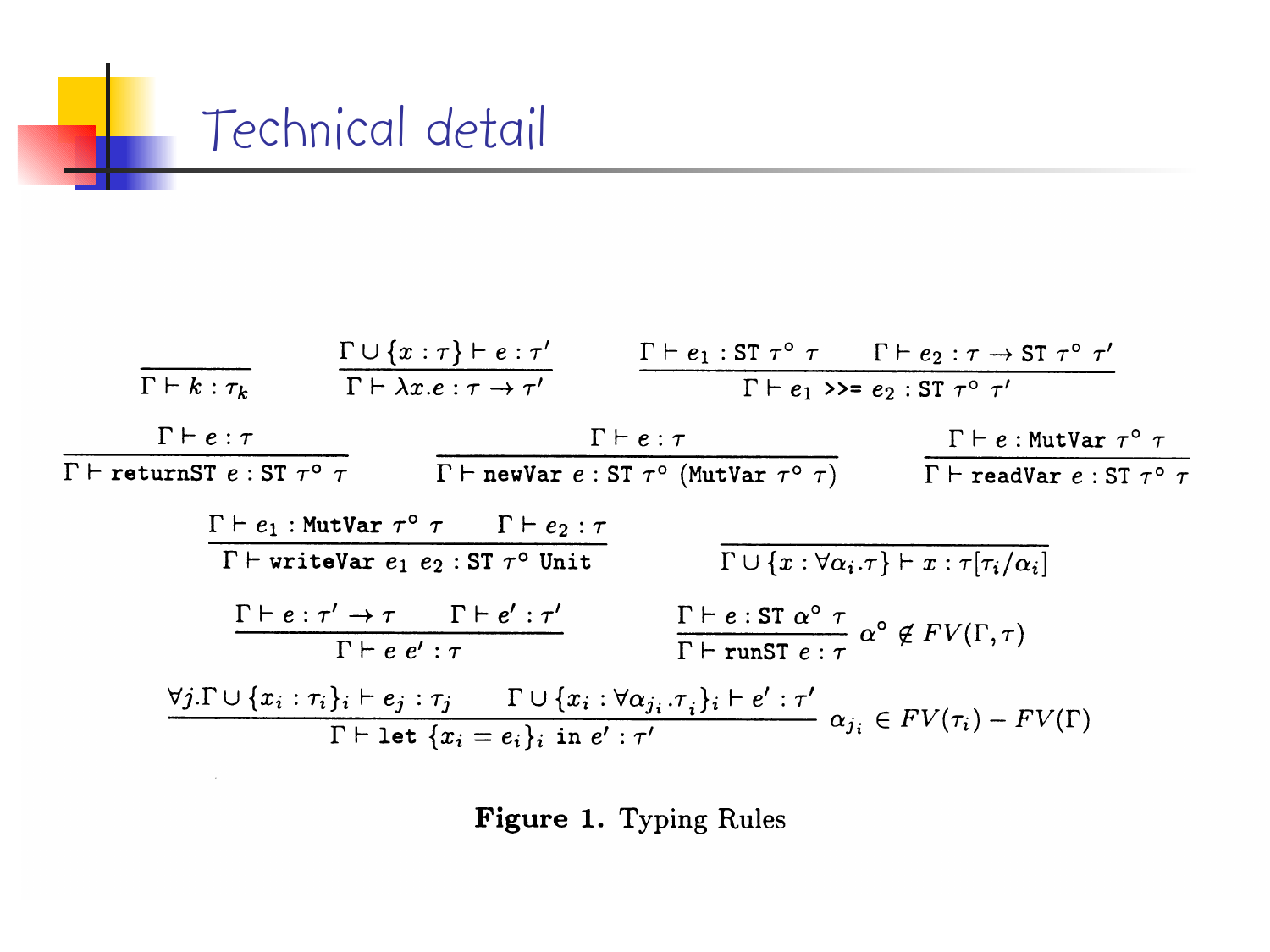# Technical detail

$$\frac{}{\Gamma \vdash k : \tau_k} \qquad \frac{\Gamma \cup \{x : \tau\} \vdash e : \tau'}{\Gamma \vdash \lambda x.e : \tau \to \tau'} \qquad \frac{\Gamma \vdash e_1 : \texttt{ST}\ \tau^\circ\ \tau \qquad \Gamma \vdash e_2 : \tau \to \texttt{ST}\ \tau^\circ\ \tau'}{\Gamma \vdash e_1\ \texttt{>>=}\ e_2 : \texttt{ST}\ \tau^\circ\ \tau'}$$

$$\frac{\Gamma \vdash e : \tau}{\Gamma \vdash \texttt{returnST}\ e : \texttt{ST}\ \tau^\circ\ \tau} \qquad \frac{\Gamma \vdash e : \tau}{\Gamma \vdash \texttt{newVar}\ e : \texttt{ST}\ \tau^\circ\ (\texttt{MutVar}\ \tau^\circ\ \tau)} \qquad \frac{\Gamma \vdash e : \texttt{MutVar}\ \tau^\circ\ \tau}{\Gamma \vdash \texttt{readVar}\ e : \texttt{ST}\ \tau^\circ\ \tau}$$

$$\frac{\Gamma \vdash e_1 : \texttt{MutVar}\ \tau^\circ\ \tau \qquad \Gamma \vdash e_2 : \tau}{\Gamma \vdash \texttt{writeVar}\ e_1\ e_2 : \texttt{ST}\ \tau^\circ\ \texttt{Unit}} \qquad \frac{}{\Gamma \cup \{x : \forall \alpha_i.\tau\} \vdash x : \tau[\tau_i/\alpha_i]}$$

$$\frac{\Gamma \vdash e : \tau' \to \tau \qquad \Gamma \vdash e' : \tau'}{\Gamma \vdash e\ e' : \tau} \qquad \frac{\Gamma \vdash e : \texttt{ST}\ \alpha^\circ\ \tau}{\Gamma \vdash \texttt{runST}\ e : \tau}\ \alpha^\circ \notin FV(\Gamma, \tau)$$

$$\frac{\forall j. \Gamma \cup \{x_i : \tau_i\}_i \vdash e_j : \tau_j \qquad \Gamma \cup \{x_i : \forall \alpha_{j_i}.\tau_i\}_i \vdash e' : \tau'}{\Gamma \vdash \texttt{let}\ \{x_i = e_i\}_i\ \texttt{in}\ e' : \tau'}\ \alpha_{j_i} \in FV(\tau_i) - FV(\Gamma)$$

**Figure 1.** Typing Rules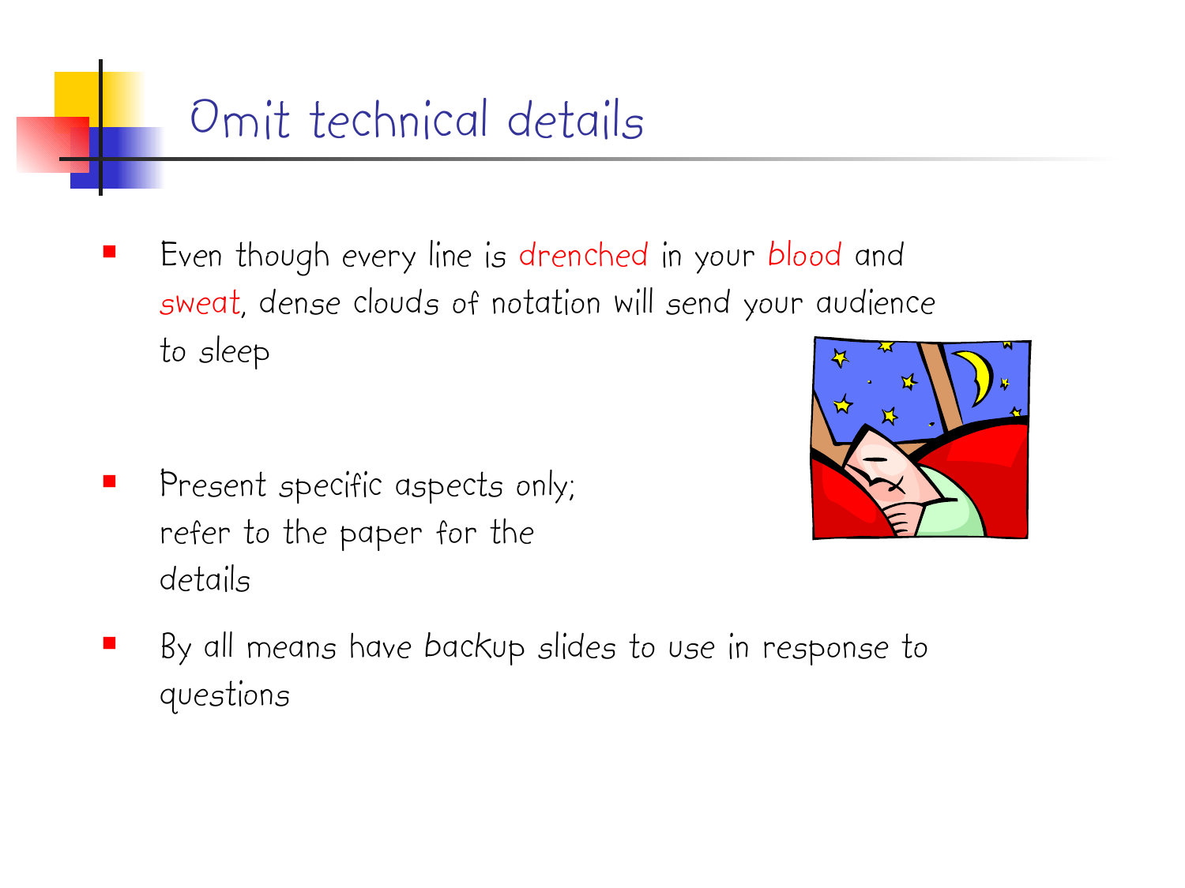# Omit technical details

- Even though every line is drenched in your blood and sweat, dense clouds of notation will send your audience to sleep

- Present specific aspects only; refer to the paper for the details

- By all means have backup slides to use in response to questions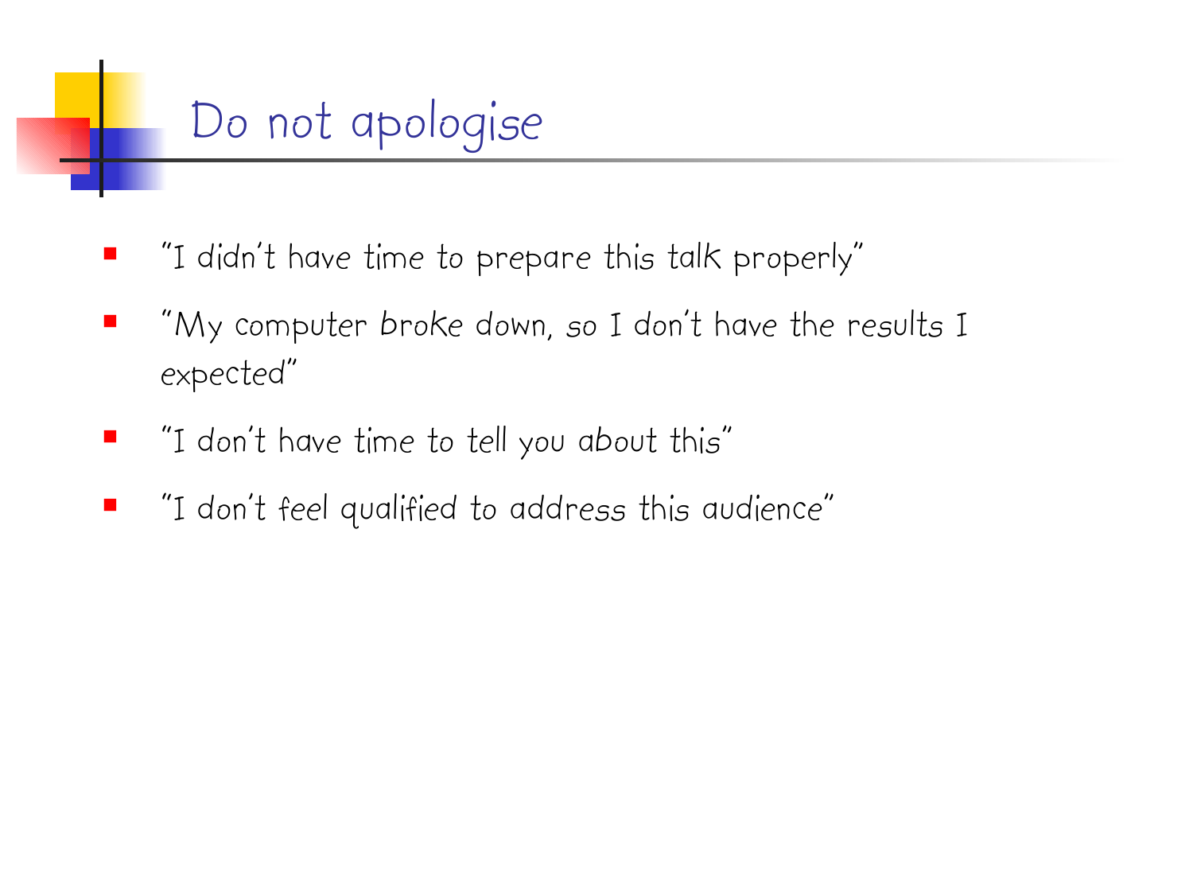# Do not apologise

- "I didn't have time to prepare this talk properly"
- "My computer broke down, so I don't have the results I expected"
- "I don't have time to tell you about this"
- "I don't feel qualified to address this audience"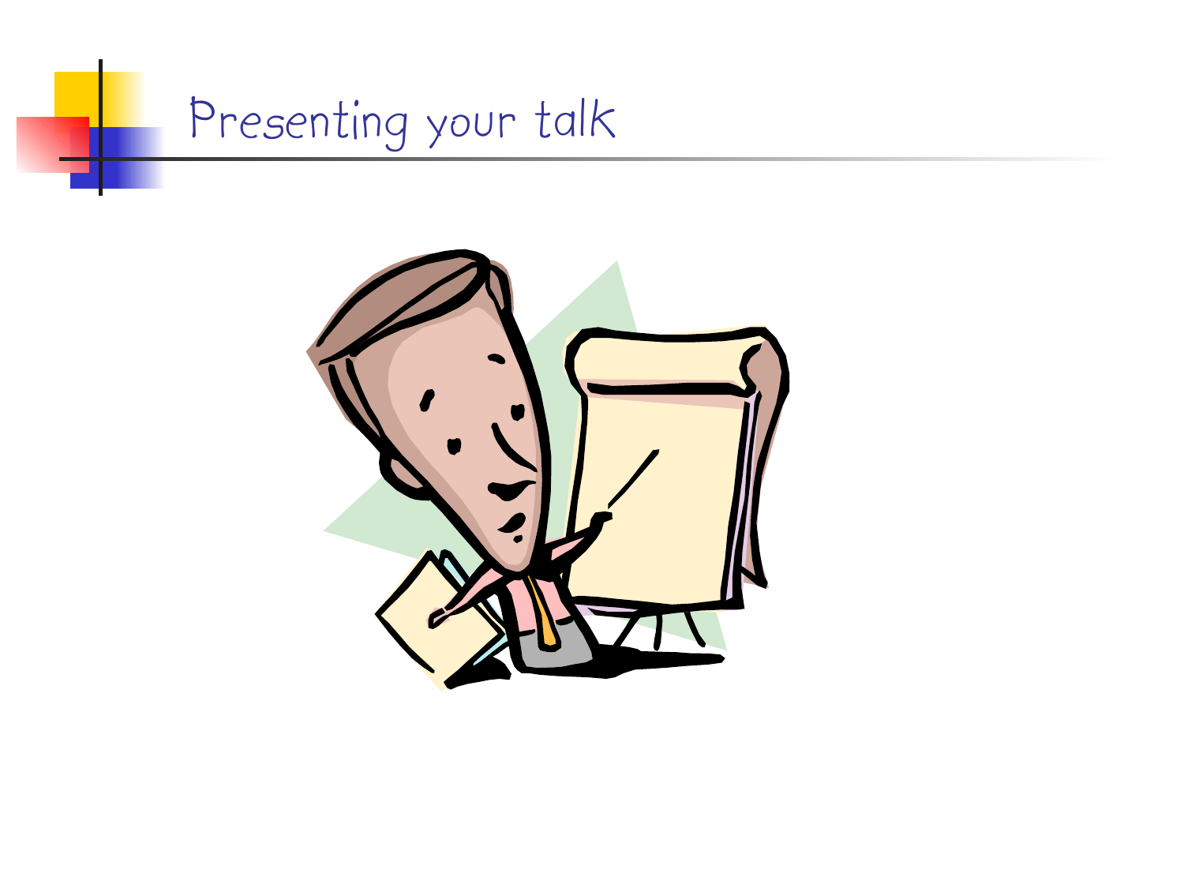# Presenting your talk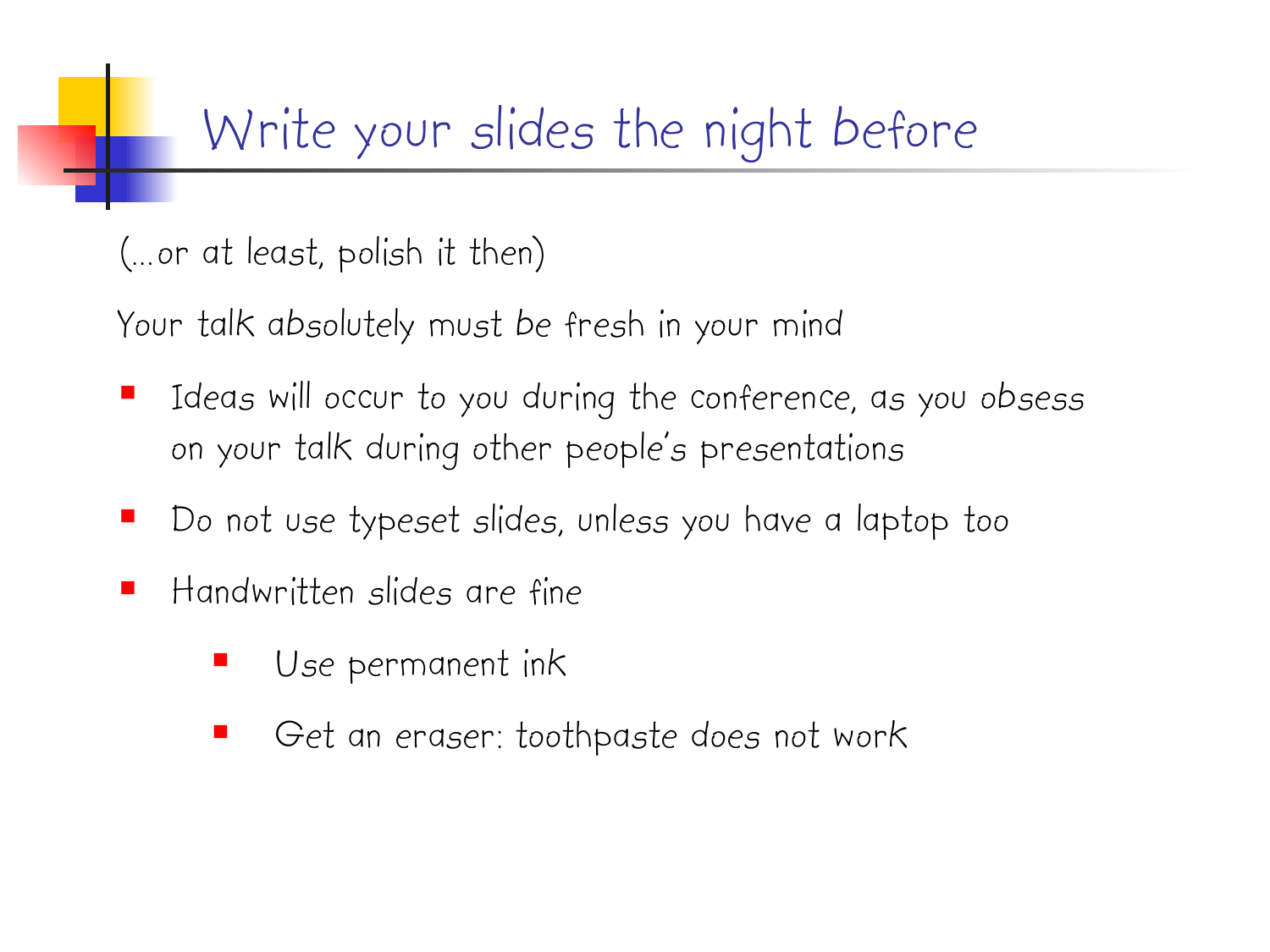# Write your slides the night before

(…or at least, polish it then)

Your talk *absolutely must* be fresh in your mind

- Ideas will occur to you during the conference, as you obsess on your talk during other people's presentations
- Do not use typeset slides, unless you have a laptop too
- Handwritten slides are fine
  - Use permanent ink
  - Get an eraser: toothpaste does not work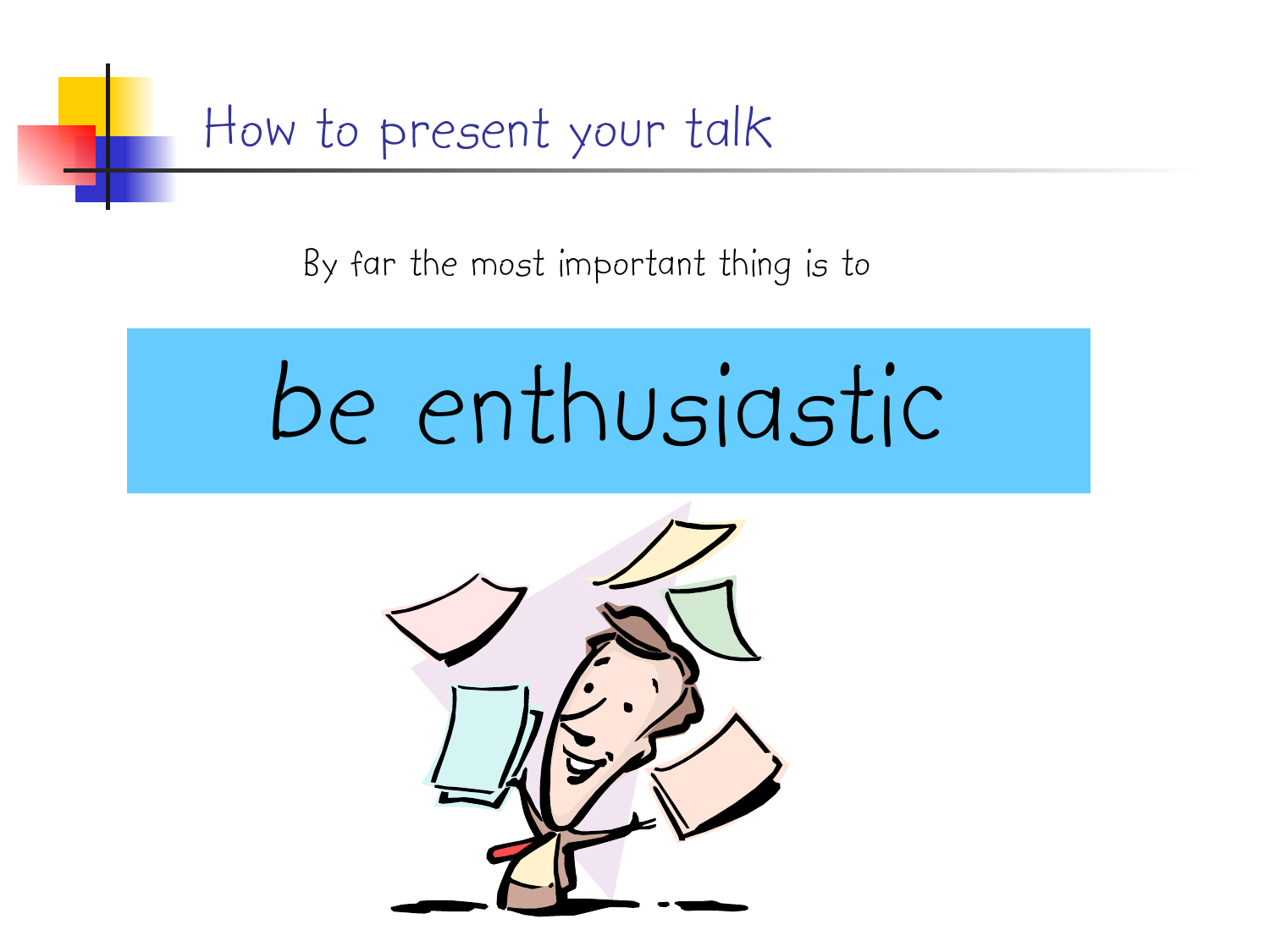# How to present your talk

By far the most important thing is to

**be enthusiastic**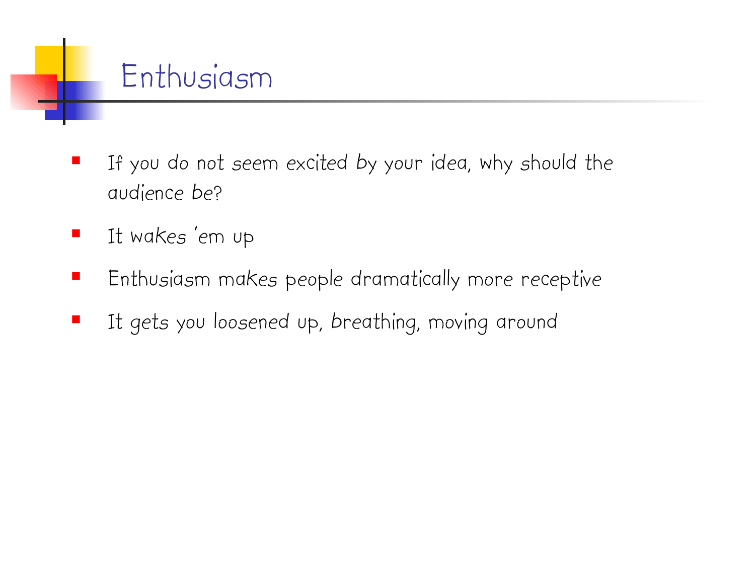# Enthusiasm

- If you do not seem excited by your idea, why should the audience be?
- It wakes 'em up
- Enthusiasm makes people dramatically more receptive
- It gets you loosened up, breathing, moving around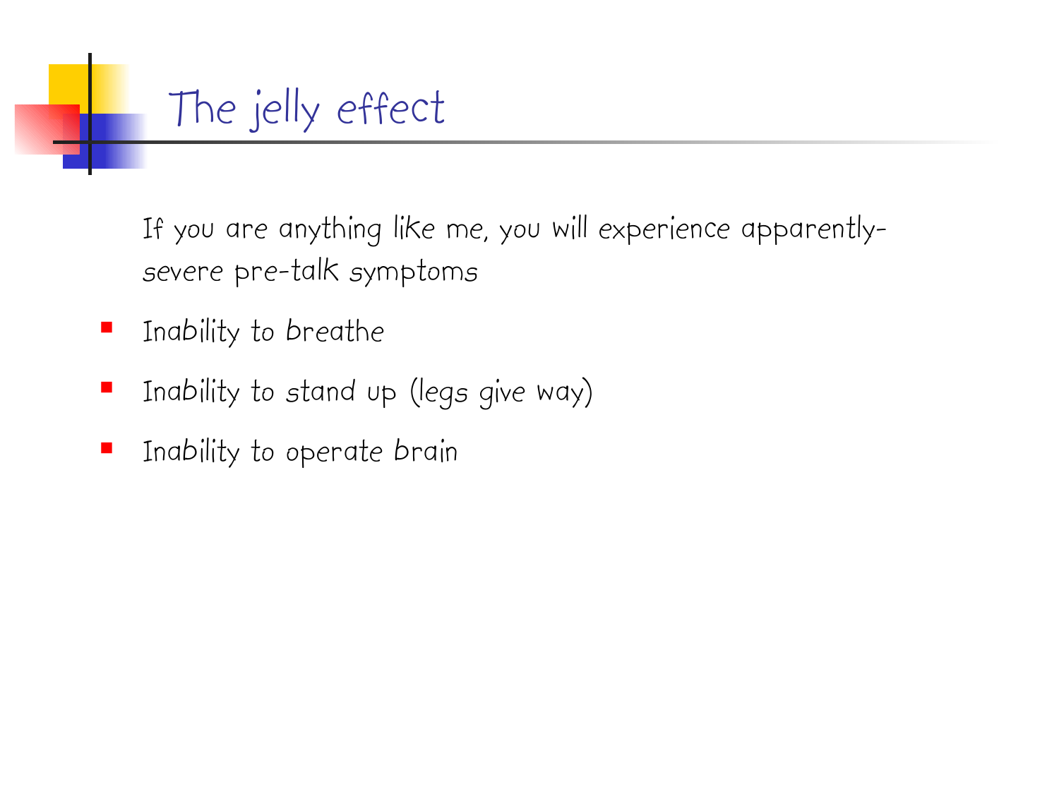# The jelly effect

If you are anything like me, you will experience apparently-severe pre-talk symptoms

- Inability to breathe
- Inability to stand up (legs give way)
- Inability to operate brain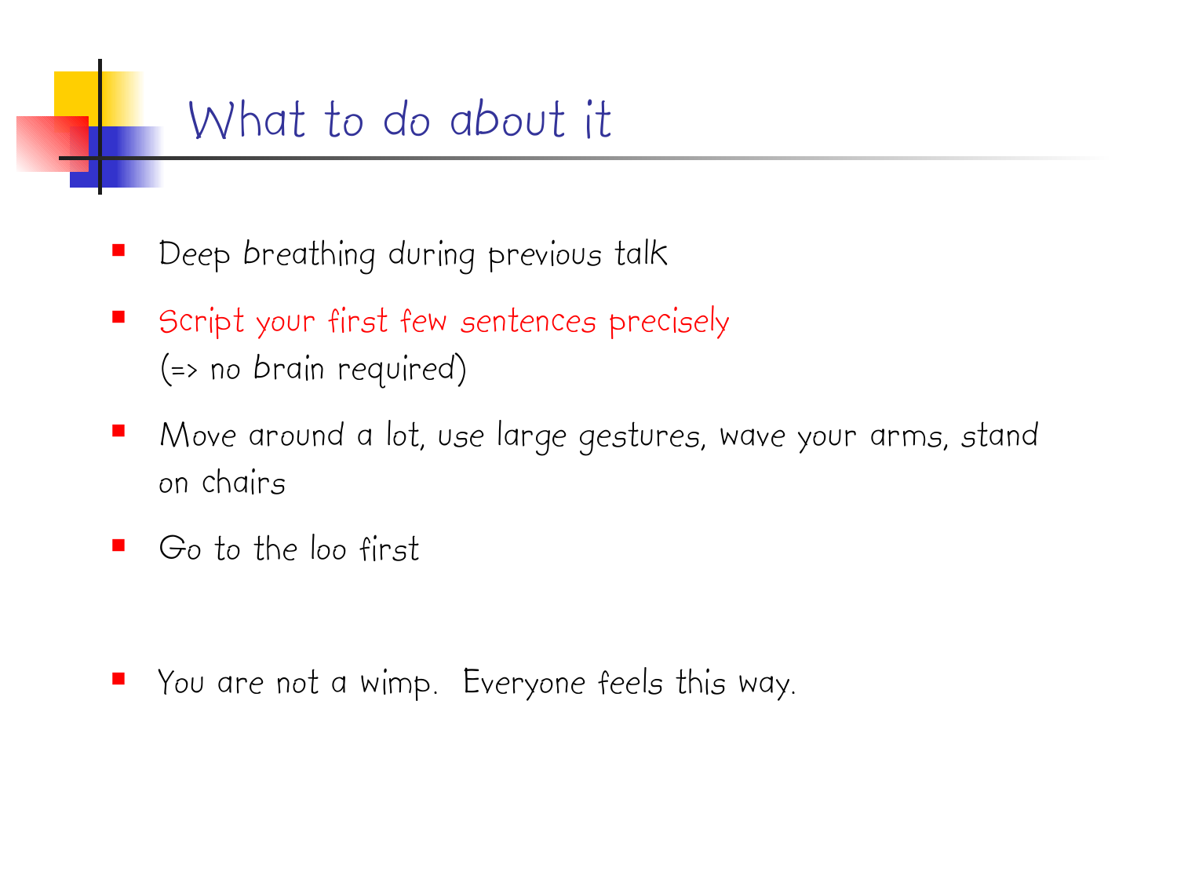# What to do about it

- Deep breathing during previous talk
- Script your first few sentences precisely
  (=> no brain required)
- Move around a lot, use large gestures, wave your arms, stand on chairs
- Go to the loo first
- You are not a wimp.  Everyone feels this way.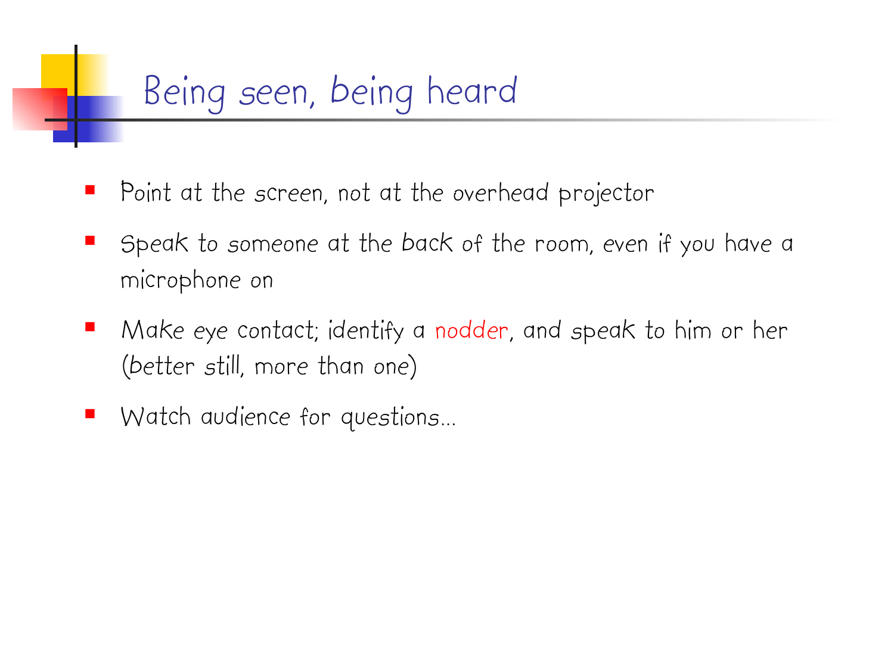# Being seen, being heard

- Point at the screen, not at the overhead projector
- Speak to someone at the *back* of the room, even if you have a microphone on
- Make eye contact; identify a nodder, and speak to him or her (better still, more than one)
- Watch audience for questions…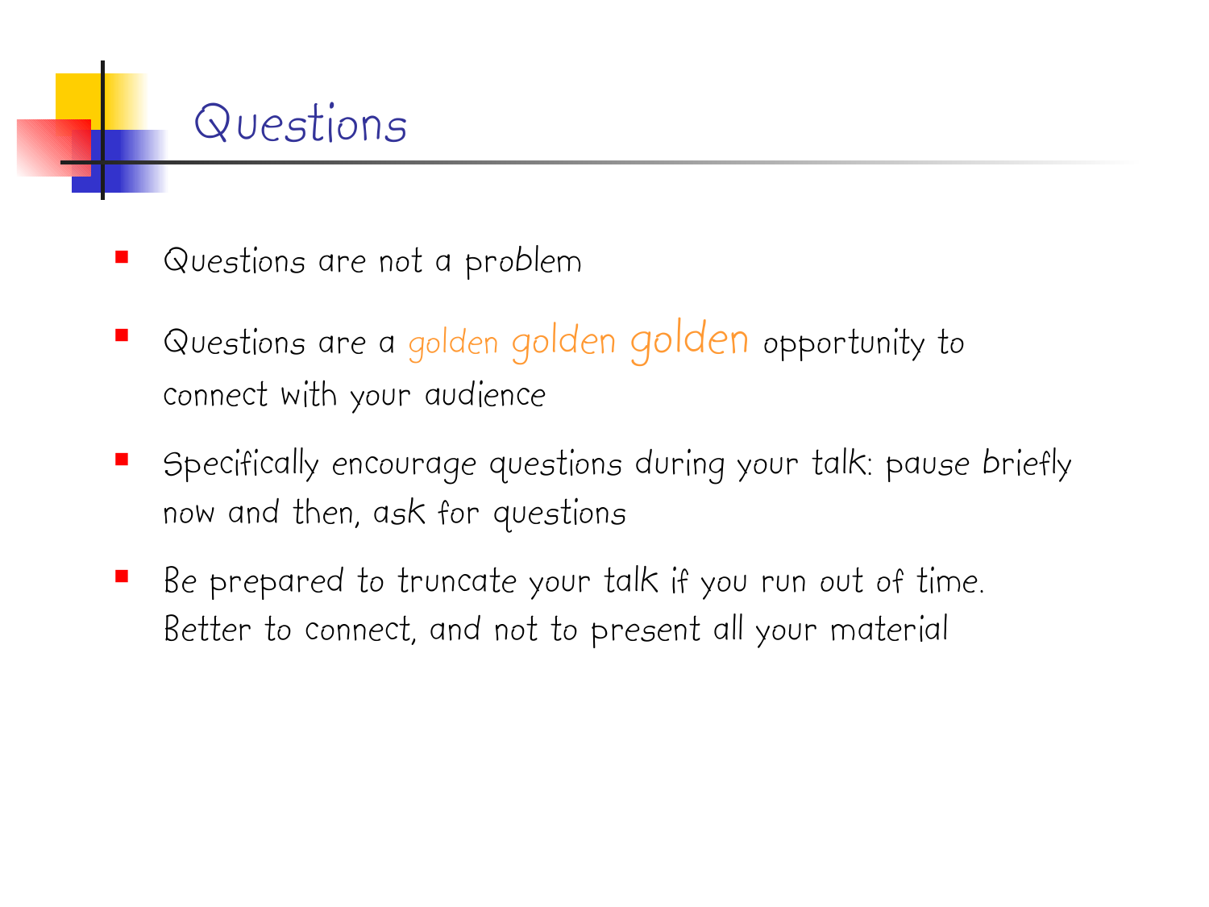# Questions

- Questions are not a problem
- Questions are a golden golden golden opportunity to connect with your audience
- Specifically encourage questions during your talk: pause briefly now and then, ask for questions
- Be prepared to truncate your talk if you run out of time. Better to connect, and not to present all your material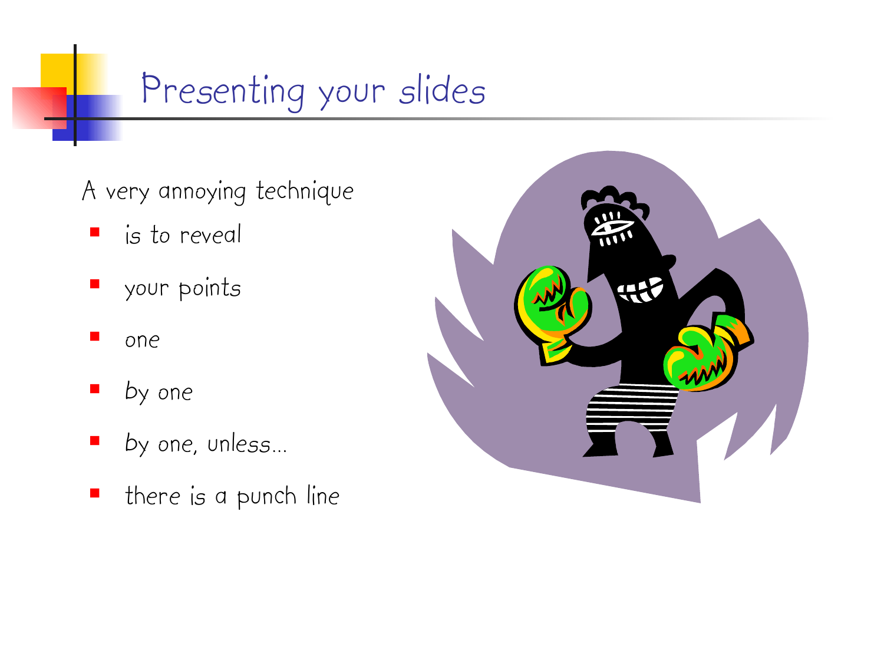# Presenting your slides

A very annoying technique

- is to reveal
- your points
- one
- by one
- by one, unless…
- there is a punch line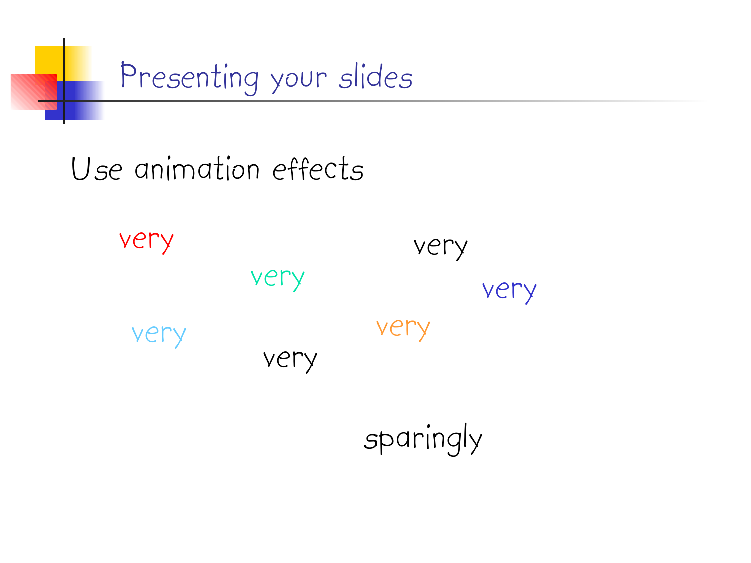# Presenting your slides

Use animation effects

very

very

very

very

very

very

very

sparingly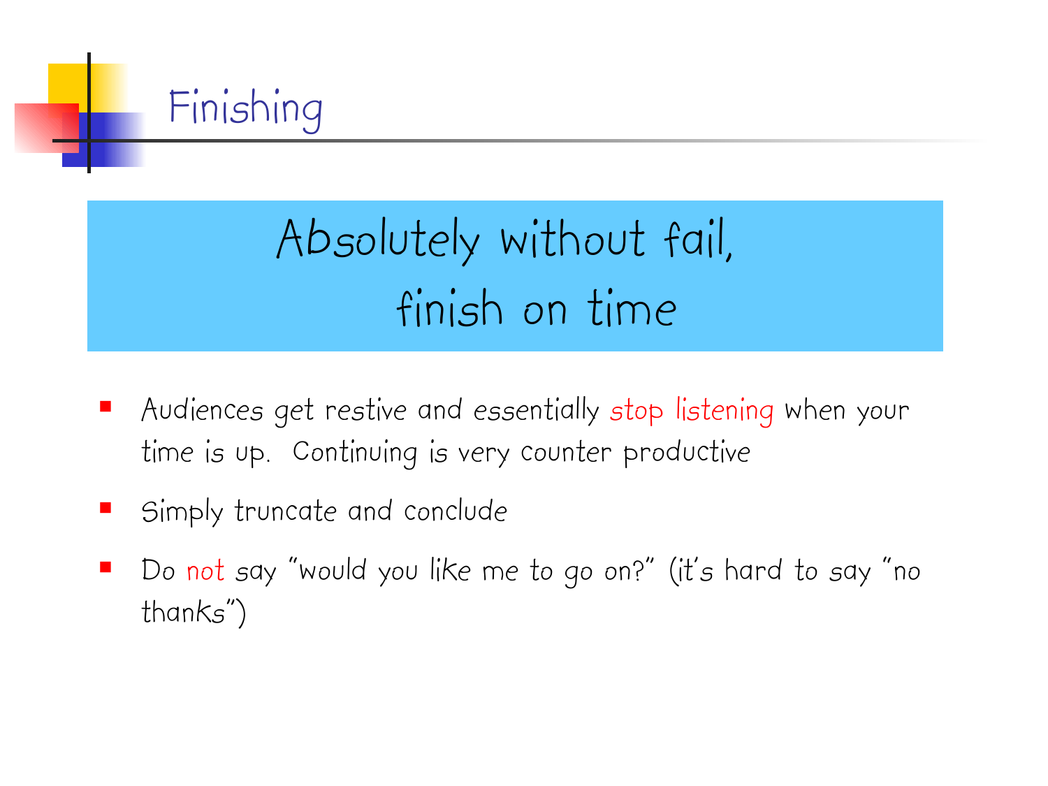# Finishing

**Absolutely without fail, finish on time**

- Audiences get restive and essentially stop listening when your time is up. Continuing is very counter productive
- Simply truncate and conclude
- Do not say "would you like me to go on?" (it's hard to say "no thanks")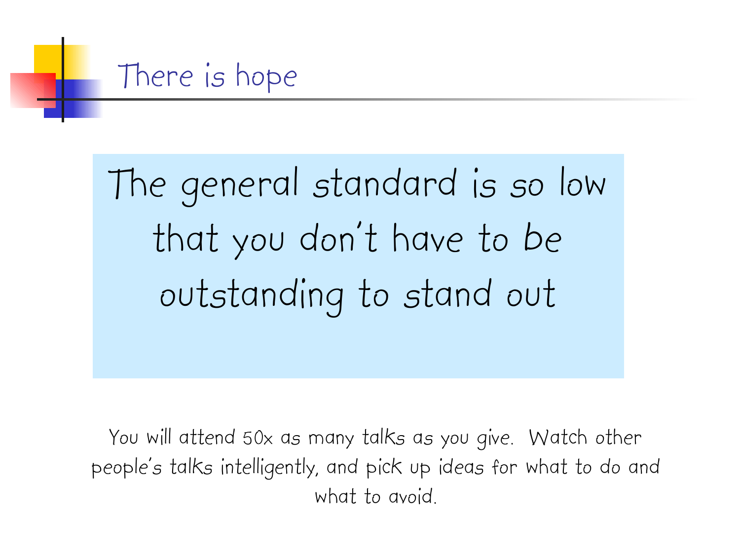# There is hope

The general standard is so low that you don't have to be outstanding to stand out

You will attend 50x as many talks as you give. Watch other people's talks intelligently, and pick up ideas for what to do and what to avoid.